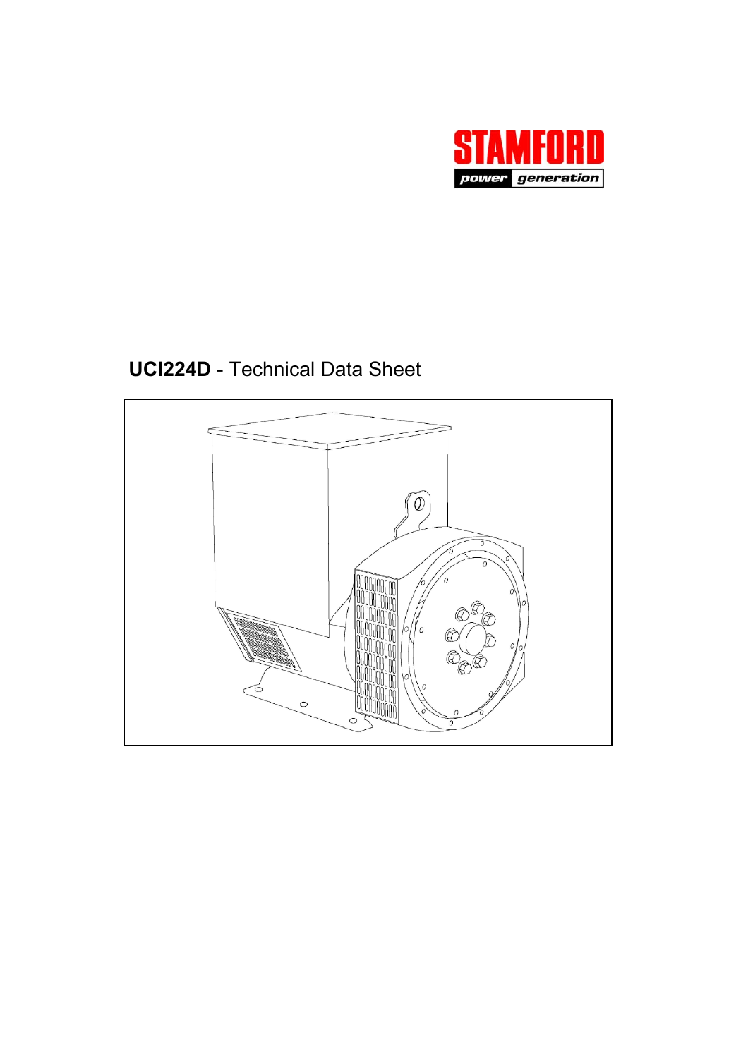STAMFORD

power generation

**UCI224D** - Technical Data Sheet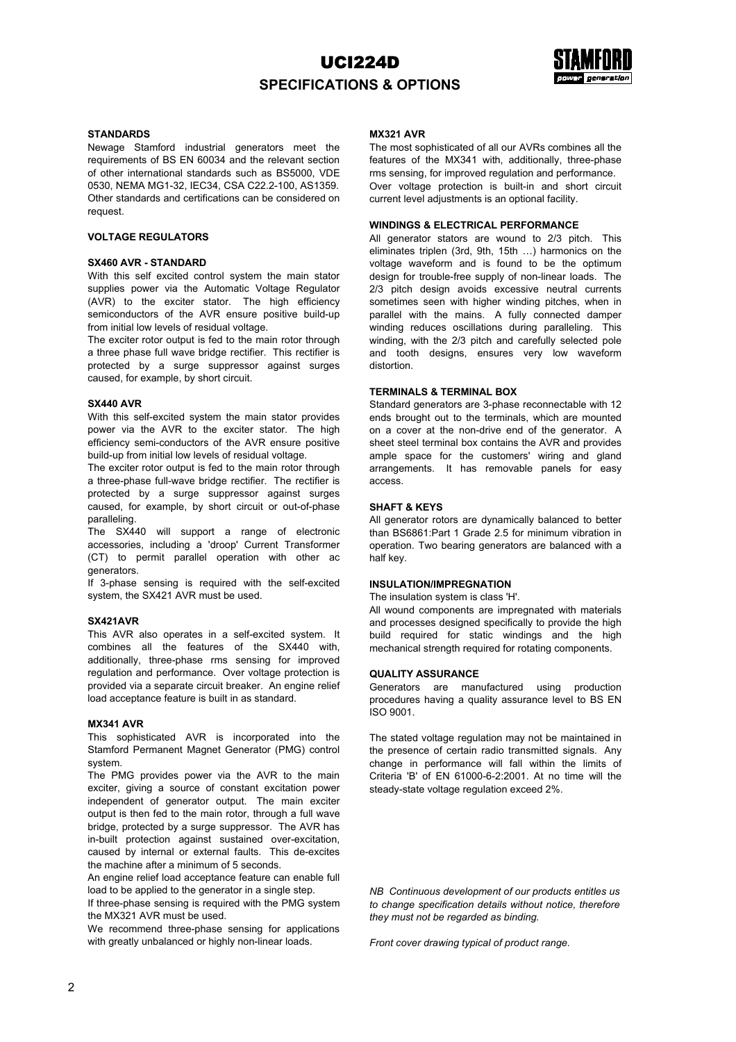# UCI224D

## SPECIFICATIONS & OPTIONS

### STANDARDS

Newage Stamford industrial generators meet the requirements of BS EN 60034 and the relevant section of other international standards such as BS5000, VDE 0530, NEMA MG1-32, IEC34, CSA C22.2-100, AS1359. Other standards and certifications can be considered on request.

### VOLTAGE REGULATORS

#### SX460 AVR - STANDARD

With this self excited control system the main stator supplies power via the Automatic Voltage Regulator (AVR) to the exciter stator. The high efficiency semiconductors of the AVR ensure positive build-up from initial low levels of residual voltage.

The exciter rotor output is fed to the main rotor through a three phase full wave bridge rectifier. This rectifier is protected by a surge suppressor against surges caused, for example, by short circuit.

#### SX440 AVR

With this self-excited system the main stator provides power via the AVR to the exciter stator. The high efficiency semi-conductors of the AVR ensure positive build-up from initial low levels of residual voltage.

The exciter rotor output is fed to the main rotor through a three-phase full-wave bridge rectifier. The rectifier is protected by a surge suppressor against surges caused, for example, by short circuit or out-of-phase paralleling.

The SX440 will support a range of electronic accessories, including a 'droop' Current Transformer (CT) to permit parallel operation with other ac generators.

If 3-phase sensing is required with the self-excited system, the SX421 AVR must be used.

#### SX421AVR

This AVR also operates in a self-excited system. It combines all the features of the SX440 with, additionally, three-phase rms sensing for improved regulation and performance. Over voltage protection is provided via a separate circuit breaker. An engine relief load acceptance feature is built in as standard.

#### MX341 AVR

This sophisticated AVR is incorporated into the Stamford Permanent Magnet Generator (PMG) control system.

The PMG provides power via the AVR to the main exciter, giving a source of constant excitation power independent of generator output. The main exciter output is then fed to the main rotor, through a full wave bridge, protected by a surge suppressor. The AVR has in-built protection against sustained over-excitation, caused by internal or external faults. This de-excites the machine after a minimum of 5 seconds.

An engine relief load acceptance feature can enable full load to be applied to the generator in a single step.

If three-phase sensing is required with the PMG system the MX321 AVR must be used.

We recommend three-phase sensing for applications with greatly unbalanced or highly non-linear loads.

#### MX321 AVR

The most sophisticated of all our AVRs combines all the features of the MX341 with, additionally, three-phase rms sensing, for improved regulation and performance.

Over voltage protection is built-in and short circuit current level adjustments is an optional facility.

### WINDINGS & ELECTRICAL PERFORMANCE

All generator stators are wound to 2/3 pitch. This eliminates triplen (3rd, 9th, 15th …) harmonics on the voltage waveform and is found to be the optimum design for trouble-free supply of non-linear loads. The 2/3 pitch design avoids excessive neutral currents sometimes seen with higher winding pitches, when in parallel with the mains. A fully connected damper winding reduces oscillations during paralleling. This winding, with the 2/3 pitch and carefully selected pole and tooth designs, ensures very low waveform distortion.

### TERMINALS & TERMINAL BOX

Standard generators are 3-phase reconnectable with 12 ends brought out to the terminals, which are mounted on a cover at the non-drive end of the generator. A sheet steel terminal box contains the AVR and provides ample space for the customers' wiring and gland arrangements. It has removable panels for easy access.

### SHAFT & KEYS

All generator rotors are dynamically balanced to better than BS6861:Part 1 Grade 2.5 for minimum vibration in operation. Two bearing generators are balanced with a half key.

### INSULATION/IMPREGNATION

The insulation system is class 'H'.

All wound components are impregnated with materials and processes designed specifically to provide the high build required for static windings and the high mechanical strength required for rotating components.

### QUALITY ASSURANCE

Generators are manufactured using production procedures having a quality assurance level to BS EN ISO 9001.

The stated voltage regulation may not be maintained in the presence of certain radio transmitted signals. Any change in performance will fall within the limits of Criteria 'B' of EN 61000-6-2:2001. At no time will the steady-state voltage regulation exceed 2%.

*NB Continuous development of our products entitles us to change specification details without notice, therefore they must not be regarded as binding.*

*Front cover drawing typical of product range.*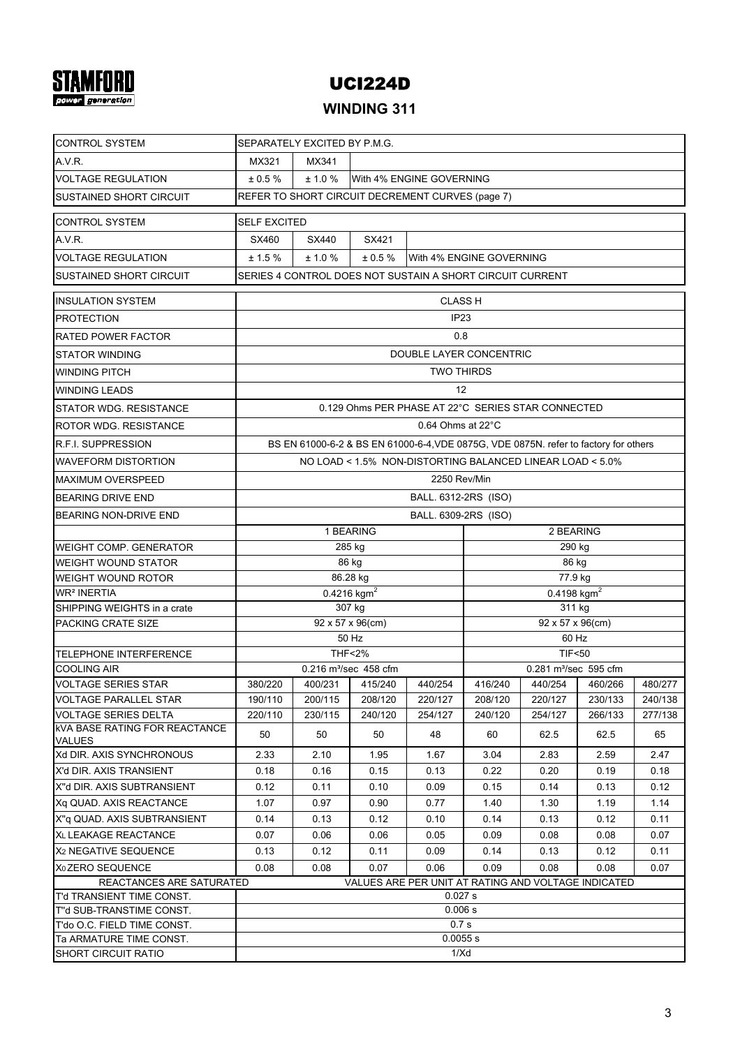STAMFORD power generation

# UCI224D

## WINDING 311

| CONTROL SYSTEM | SEPARATELY EXCITED BY P.M.G. | | | | | | | |
|---|---|---|---|---|---|---|---|---|
| A.V.R. | MX321 | MX341 | | | | | | |
| VOLTAGE REGULATION | ± 0.5 % | ± 1.0 % | With 4% ENGINE GOVERNING | | | | | |
| SUSTAINED SHORT CIRCUIT | REFER TO SHORT CIRCUIT DECREMENT CURVES (page 7) | | | | | | | |

| CONTROL SYSTEM | SELF EXCITED | | | | | | | |
|---|---|---|---|---|---|---|---|---|
| A.V.R. | SX460 | SX440 | SX421 | | | | | |
| VOLTAGE REGULATION | ± 1.5 % | ± 1.0 % | ± 0.5 % | With 4% ENGINE GOVERNING | | | | |
| SUSTAINED SHORT CIRCUIT | SERIES 4 CONTROL DOES NOT SUSTAIN A SHORT CIRCUIT CURRENT | | | | | | | |

| INSULATION SYSTEM | CLASS H | | | | | | | |
|---|---|---|---|---|---|---|---|---|
| PROTECTION | IP23 | | | | | | | |
| RATED POWER FACTOR | 0.8 | | | | | | | |
| STATOR WINDING | DOUBLE LAYER CONCENTRIC | | | | | | | |
| WINDING PITCH | TWO THIRDS | | | | | | | |
| WINDING LEADS | 12 | | | | | | | |
| STATOR WDG. RESISTANCE | 0.129 Ohms PER PHASE AT 22°C SERIES STAR CONNECTED | | | | | | | |
| ROTOR WDG. RESISTANCE | 0.64 Ohms at 22°C | | | | | | | |
| R.F.I. SUPPRESSION | BS EN 61000-6-2 & BS EN 61000-6-4,VDE 0875G, VDE 0875N. refer to factory for others | | | | | | | |
| WAVEFORM DISTORTION | NO LOAD < 1.5% NON-DISTORTING BALANCED LINEAR LOAD < 5.0% | | | | | | | |
| MAXIMUM OVERSPEED | 2250 Rev/Min | | | | | | | |
| BEARING DRIVE END | BALL. 6312-2RS (ISO) | | | | | | | |
| BEARING NON-DRIVE END | BALL. 6309-2RS (ISO) | | | | | | | |
| | 1 BEARING | | | | 2 BEARING | | | |
| WEIGHT COMP. GENERATOR | 285 kg | | | | 290 kg | | | |
| WEIGHT WOUND STATOR | 86 kg | | | | 86 kg | | | |
| WEIGHT WOUND ROTOR | 86.28 kg | | | | 77.9 kg | | | |
| WR² INERTIA | 0.4216 kgm$^2$ | | | | 0.4198 kgm$^2$ | | | |
| SHIPPING WEIGHTS in a crate | 307 kg | | | | 311 kg | | | |
| PACKING CRATE SIZE | 92 x 57 x 96(cm) | | | | 92 x 57 x 96(cm) | | | |
| | 50 Hz | | | | 60 Hz | | | |
| TELEPHONE INTERFERENCE | THF<2% | | | | TIF<50 | | | |
| COOLING AIR | 0.216 m³/sec 458 cfm | | | | 0.281 m³/sec 595 cfm | | | |
| VOLTAGE SERIES STAR | 380/220 | 400/231 | 415/240 | 440/254 | 416/240 | 440/254 | 460/266 | 480/277 |
| VOLTAGE PARALLEL STAR | 190/110 | 200/115 | 208/120 | 220/127 | 208/120 | 220/127 | 230/133 | 240/138 |
| VOLTAGE SERIES DELTA | 220/110 | 230/115 | 240/120 | 254/127 | 240/120 | 254/127 | 266/133 | 277/138 |
| kVA BASE RATING FOR REACTANCE VALUES | 50 | 50 | 50 | 48 | 60 | 62.5 | 62.5 | 65 |
| Xd DIR. AXIS SYNCHRONOUS | 2.33 | 2.10 | 1.95 | 1.67 | 3.04 | 2.83 | 2.59 | 2.47 |
| X'd DIR. AXIS TRANSIENT | 0.18 | 0.16 | 0.15 | 0.13 | 0.22 | 0.20 | 0.19 | 0.18 |
| X''d DIR. AXIS SUBTRANSIENT | 0.12 | 0.11 | 0.10 | 0.09 | 0.15 | 0.14 | 0.13 | 0.12 |
| Xq QUAD. AXIS REACTANCE | 1.07 | 0.97 | 0.90 | 0.77 | 1.40 | 1.30 | 1.19 | 1.14 |
| X''q QUAD. AXIS SUBTRANSIENT | 0.14 | 0.13 | 0.12 | 0.10 | 0.14 | 0.13 | 0.12 | 0.11 |
| $X_L$ LEAKAGE REACTANCE | 0.07 | 0.06 | 0.06 | 0.05 | 0.09 | 0.08 | 0.08 | 0.07 |
| $X_2$ NEGATIVE SEQUENCE | 0.13 | 0.12 | 0.11 | 0.09 | 0.14 | 0.13 | 0.12 | 0.11 |
| $X_0$ ZERO SEQUENCE | 0.08 | 0.08 | 0.07 | 0.06 | 0.09 | 0.08 | 0.08 | 0.07 |
| REACTANCES ARE SATURATED | VALUES ARE PER UNIT AT RATING AND VOLTAGE INDICATED | | | | | | | |
| T'd TRANSIENT TIME CONST. | 0.027 s | | | | | | | |
| T''d SUB-TRANSTIME CONST. | 0.006 s | | | | | | | |
| T'do O.C. FIELD TIME CONST. | 0.7 s | | | | | | | |
| Ta ARMATURE TIME CONST. | 0.0055 s | | | | | | | |
| SHORT CIRCUIT RATIO | 1/Xd | | | | | | | |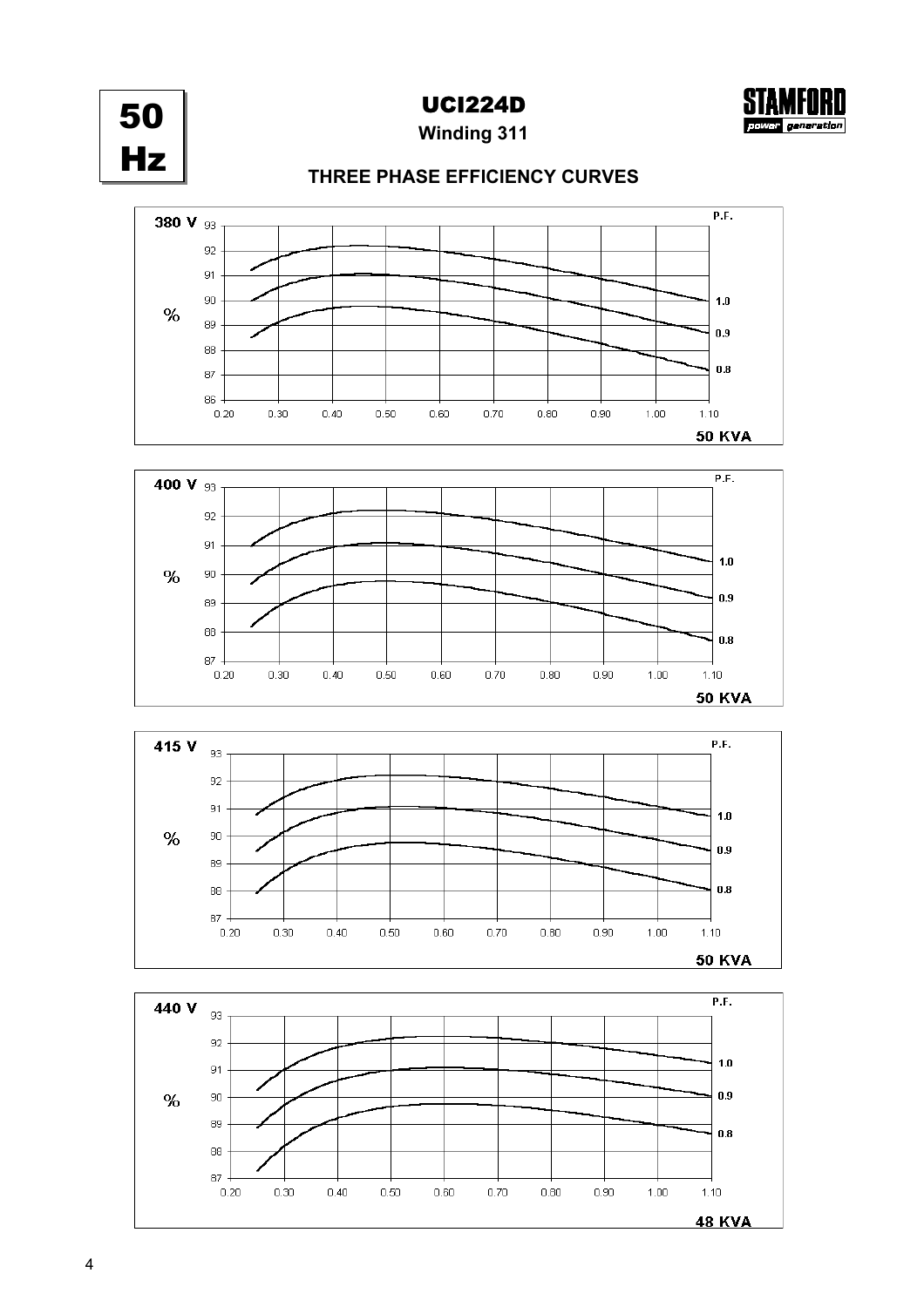# 50 Hz

## UCI224D

**Winding 311**

STAMFORD power generation

### THREE PHASE EFFICIENCY CURVES

**380 V**

% (86 – 93) vs. per unit load (0.20 – 1.10), P.F. curves: 1.0, 0.9, 0.8

**50 KVA**

**400 V**

% (87 – 93) vs. per unit load (0.20 – 1.10), P.F. curves: 1.0, 0.9, 0.8

**50 KVA**

**415 V**

% (87 – 93) vs. per unit load (0.20 – 1.10), P.F. curves: 1.0, 0.9, 0.8

**50 KVA**

**440 V**

% (87 – 93) vs. per unit load (0.20 – 1.10), P.F. curves: 1.0, 0.9, 0.8

**48 KVA**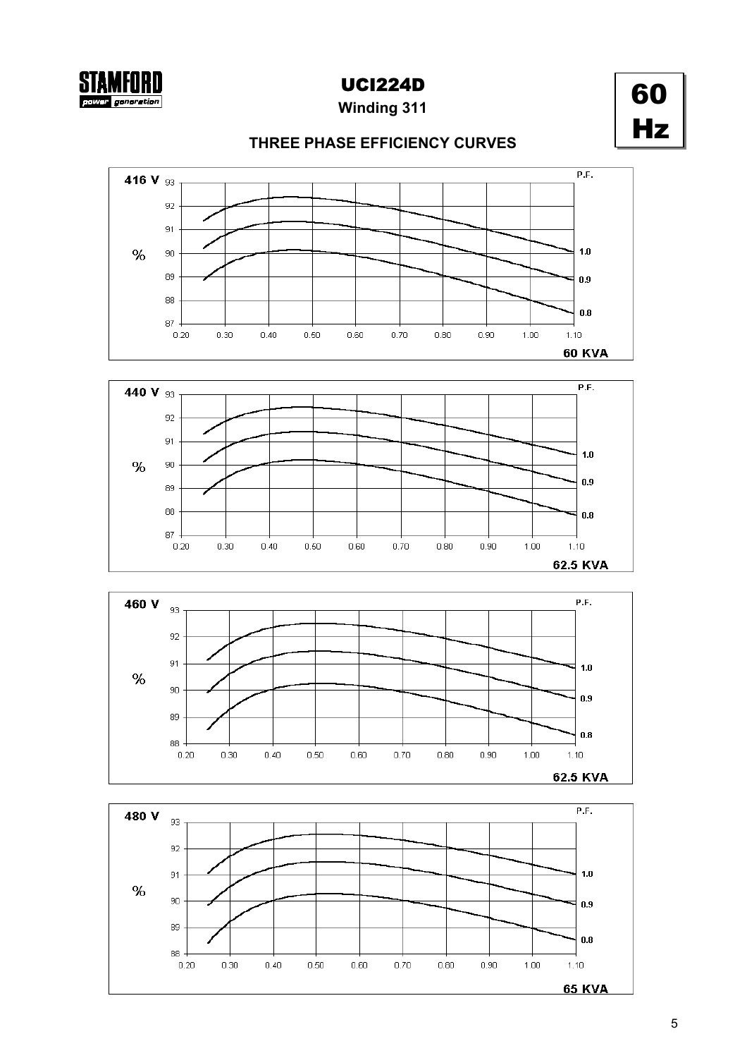# UCI224D

**Winding 311**

**60 Hz**

## THREE PHASE EFFICIENCY CURVES

**416 V** — % vs load; P.F. curves: 1.0, 0.9, 0.8 — **60 KVA**

**440 V** — % vs load; P.F. curves: 1.0, 0.9, 0.8 — **62.5 KVA**

**460 V** — % vs load; P.F. curves: 1.0, 0.9, 0.8 — **62.5 KVA**

**480 V** — % vs load; P.F. curves: 1.0, 0.9, 0.8 — **65 KVA**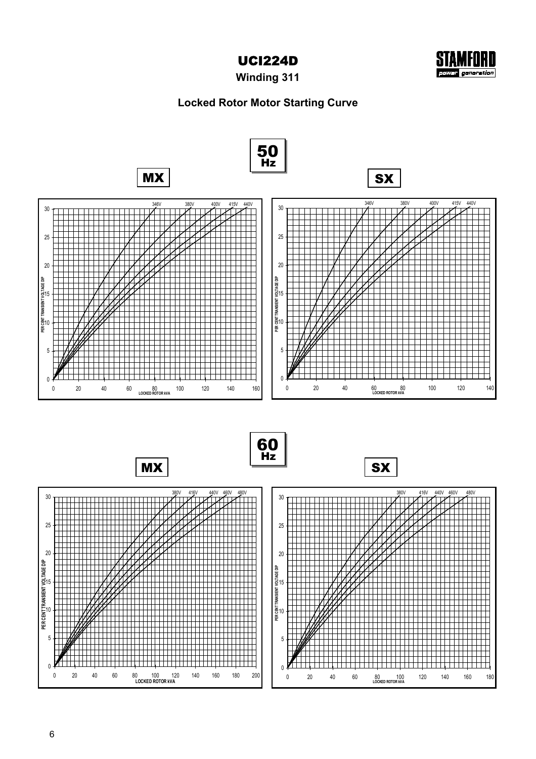# UCI224D

**Winding 311**

## Locked Rotor Motor Starting Curve

**50 Hz**

**MX**

346V 380V 400V 415V 440V

PER CENT TRANSIENT VOLTAGE DIP

LOCKED ROTOR kVA

**SX**

346V 380V 400V 415V 440V

PER CENT TRANSIENT VOLTAGE DIP

LOCKED ROTOR kVA

**60 Hz**

**MX**

380V 416V 440V 460V 480V

PER CENT TRANSIENT VOLTAGE DIP

LOCKED ROTOR kVA

**SX**

380V 416V 440V 460V 480V

PER CENT TRANSIENT VOLTAGE DIP

LOCKED ROTOR kVA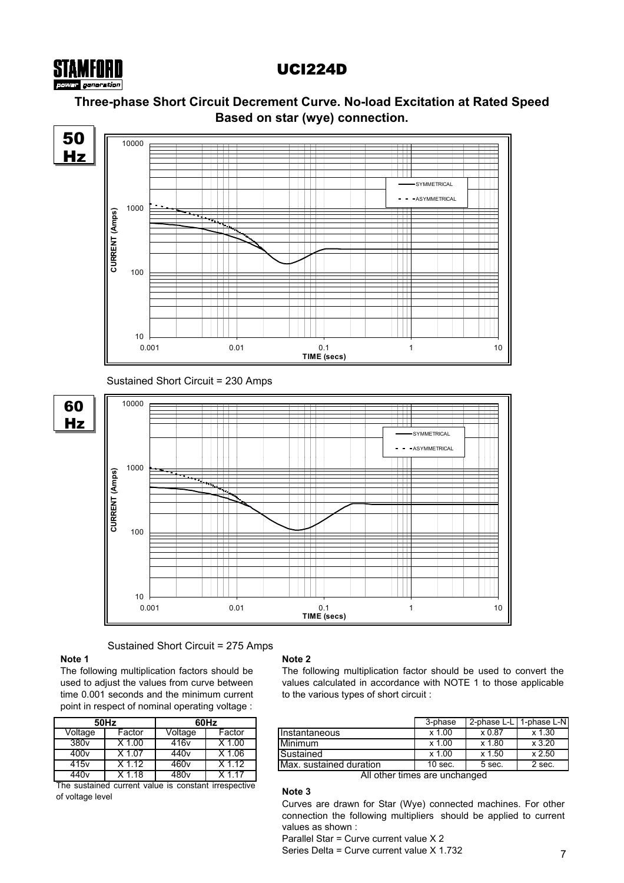# UCI224D

## Three-phase Short Circuit Decrement Curve. No-load Excitation at Rated Speed Based on star (wye) connection.

**50 Hz**

Sustained Short Circuit = 230 Amps

**60 Hz**

Sustained Short Circuit = 275 Amps

**Note 1**

The following multiplication factors should be used to adjust the values from curve between time 0.001 seconds and the minimum current point in respect of nominal operating voltage :

| 50Hz | | 60Hz | |
|---|---|---|---|
| Voltage | Factor | Voltage | Factor |
| 380v | X 1.00 | 416v | X 1.00 |
| 400v | X 1.07 | 440v | X 1.06 |
| 415v | X 1.12 | 460v | X 1.12 |
| 440v | X 1.18 | 480v | X 1.17 |

The sustained current value is constant irrespective of voltage level

**Note 2**

The following multiplication factor should be used to convert the values calculated in accordance with NOTE 1 to those applicable to the various types of short circuit :

| | 3-phase | 2-phase L-L | 1-phase L-N |
|---|---|---|---|
| Instantaneous | x 1.00 | x 0.87 | x 1.30 |
| Minimum | x 1.00 | x 1.80 | x 3.20 |
| Sustained | x 1.00 | x 1.50 | x 2.50 |
| Max. sustained duration | 10 sec. | 5 sec. | 2 sec. |

All other times are unchanged

**Note 3**

Curves are drawn for Star (Wye) connected machines. For other connection the following multipliers should be applied to current values as shown :

Parallel Star = Curve current value X 2

Series Delta = Curve current value X 1.732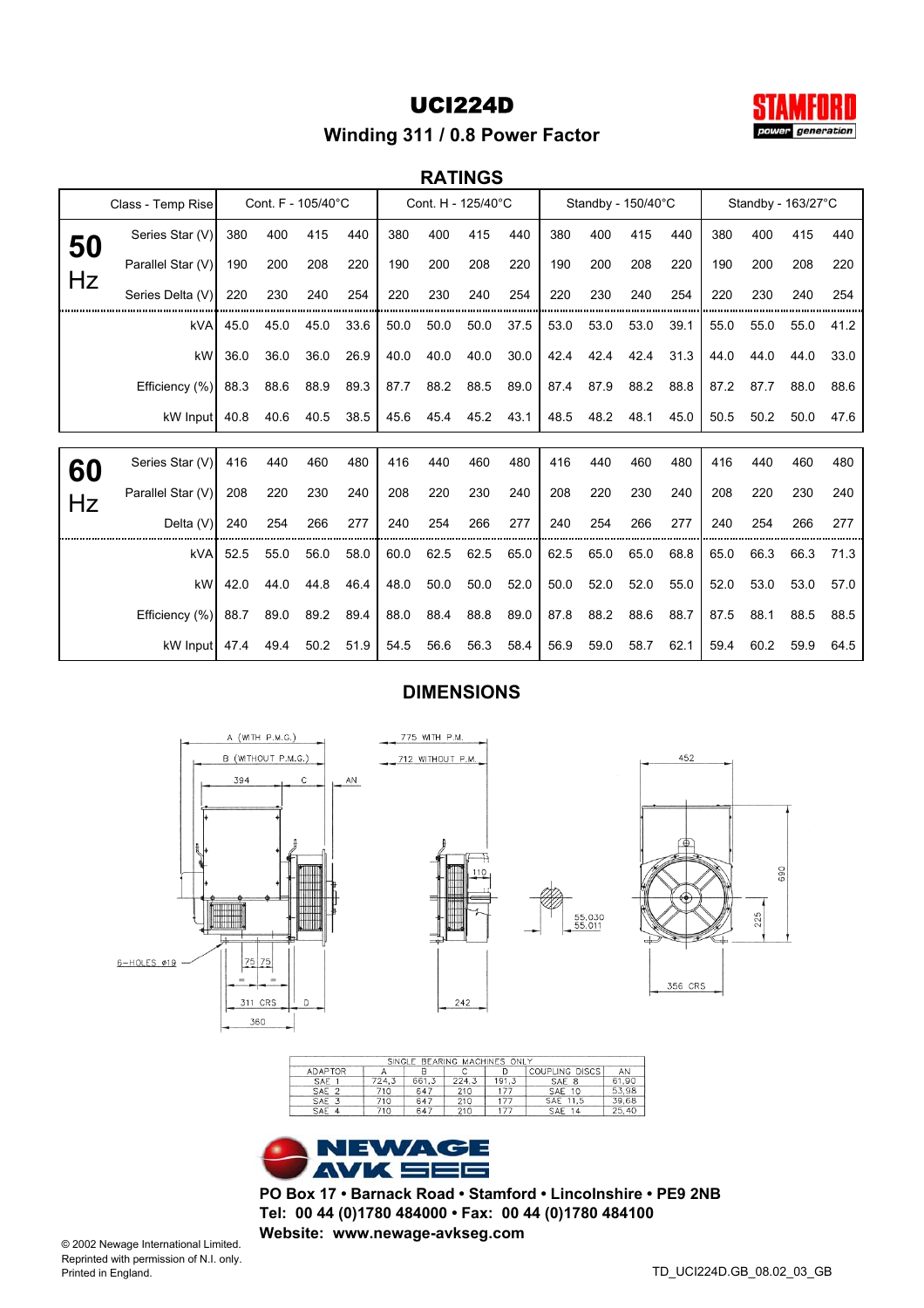# UCI224D

## Winding 311 / 0.8 Power Factor

STAMFORD power generation

## RATINGS

| | Class - Temp Rise | Cont. F - 105/40°C | | | | Cont. H - 125/40°C | | | | Standby - 150/40°C | | | | Standby - 163/27°C | | | |
|---|---|---|---|---|---|---|---|---|---|---|---|---|---|---|---|---|---|
| 50 Hz | Series Star (V) | 380 | 400 | 415 | 440 | 380 | 400 | 415 | 440 | 380 | 400 | 415 | 440 | 380 | 400 | 415 | 440 |
| | Parallel Star (V) | 190 | 200 | 208 | 220 | 190 | 200 | 208 | 220 | 190 | 200 | 208 | 220 | 190 | 200 | 208 | 220 |
| | Series Delta (V) | 220 | 230 | 240 | 254 | 220 | 230 | 240 | 254 | 220 | 230 | 240 | 254 | 220 | 230 | 240 | 254 |
| | kVA | 45.0 | 45.0 | 45.0 | 33.6 | 50.0 | 50.0 | 50.0 | 37.5 | 53.0 | 53.0 | 53.0 | 39.1 | 55.0 | 55.0 | 55.0 | 41.2 |
| | kW | 36.0 | 36.0 | 36.0 | 26.9 | 40.0 | 40.0 | 40.0 | 30.0 | 42.4 | 42.4 | 42.4 | 31.3 | 44.0 | 44.0 | 44.0 | 33.0 |
| | Efficiency (%) | 88.3 | 88.6 | 88.9 | 89.3 | 87.7 | 88.2 | 88.5 | 89.0 | 87.4 | 87.9 | 88.2 | 88.8 | 87.2 | 87.7 | 88.0 | 88.6 |
| | kW Input | 40.8 | 40.6 | 40.5 | 38.5 | 45.6 | 45.4 | 45.2 | 43.1 | 48.5 | 48.2 | 48.1 | 45.0 | 50.5 | 50.2 | 50.0 | 47.6 |
| 60 Hz | Series Star (V) | 416 | 440 | 460 | 480 | 416 | 440 | 460 | 480 | 416 | 440 | 460 | 480 | 416 | 440 | 460 | 480 |
| | Parallel Star (V) | 208 | 220 | 230 | 240 | 208 | 220 | 230 | 240 | 208 | 220 | 230 | 240 | 208 | 220 | 230 | 240 |
| | Delta (V) | 240 | 254 | 266 | 277 | 240 | 254 | 266 | 277 | 240 | 254 | 266 | 277 | 240 | 254 | 266 | 277 |
| | kVA | 52.5 | 55.0 | 56.0 | 58.0 | 60.0 | 62.5 | 62.5 | 65.0 | 62.5 | 65.0 | 65.0 | 68.8 | 65.0 | 66.3 | 66.3 | 71.3 |
| | kW | 42.0 | 44.0 | 44.8 | 46.4 | 48.0 | 50.0 | 50.0 | 52.0 | 50.0 | 52.0 | 52.0 | 55.0 | 52.0 | 53.0 | 53.0 | 57.0 |
| | Efficiency (%) | 88.7 | 89.0 | 89.2 | 89.4 | 88.0 | 88.4 | 88.8 | 89.0 | 87.8 | 88.2 | 88.6 | 88.7 | 87.5 | 88.1 | 88.5 | 88.5 |
| | kW Input | 47.4 | 49.4 | 50.2 | 51.9 | 54.5 | 56.6 | 56.3 | 58.4 | 56.9 | 59.0 | 58.7 | 62.1 | 59.4 | 60.2 | 59.9 | 64.5 |

## DIMENSIONS

A (WITH P.M.G.)
B (WITHOUT P.M.G.)
394
C
AN
6-HOLES Ø19
75 75
311 CRS
D
360
775 WITH P.M.
712 WITHOUT P.M.
110
242
55,030
55,011
452
690
225
356 CRS

| SINGLE BEARING MACHINES ONLY | | | | | | |
|---|---|---|---|---|---|---|
| ADAPTOR | A | B | C | D | COUPLING DISCS | AN |
| SAE 1 | 724,3 | 661,3 | 224,3 | 191,3 | SAE 8 | 61,90 |
| SAE 2 | 710 | 647 | 210 | 177 | SAE 10 | 53,98 |
| SAE 3 | 710 | 647 | 210 | 177 | SAE 11,5 | 39,68 |
| SAE 4 | 710 | 647 | 210 | 177 | SAE 14 | 25,40 |

NEWAGE AVK SEG

**PO Box 17 • Barnack Road • Stamford • Lincolnshire • PE9 2NB**
**Tel: 00 44 (0)1780 484000 • Fax: 00 44 (0)1780 484100**
**Website: www.newage-avkseg.com**

© 2002 Newage International Limited.
Reprinted with permission of N.I. only.
Printed in England.

TD_UCI224D.GB_08.02_03_GB